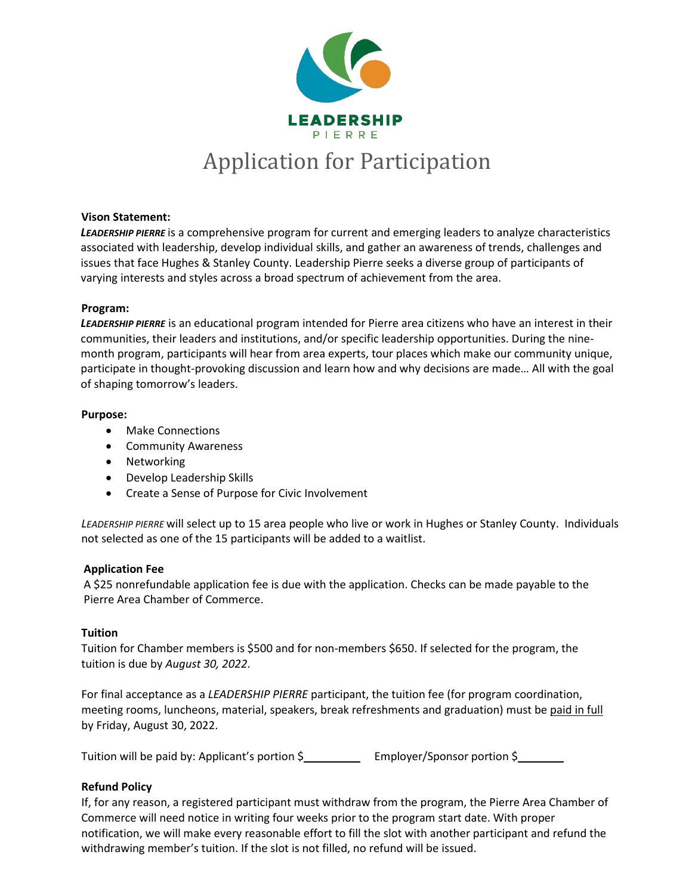LEADERSHIP
PIERRE

# Application for Participation

**Vison Statement:**
***LEADERSHIP PIERRE*** is a comprehensive program for current and emerging leaders to analyze characteristics associated with leadership, develop individual skills, and gather an awareness of trends, challenges and issues that face Hughes & Stanley County. Leadership Pierre seeks a diverse group of participants of varying interests and styles across a broad spectrum of achievement from the area.

**Program:**
***LEADERSHIP PIERRE*** is an educational program intended for Pierre area citizens who have an interest in their communities, their leaders and institutions, and/or specific leadership opportunities. During the nine-month program, participants will hear from area experts, tour places which make our community unique, participate in thought-provoking discussion and learn how and why decisions are made… All with the goal of shaping tomorrow's leaders.

**Purpose:**

- Make Connections
- Community Awareness
- Networking
- Develop Leadership Skills
- Create a Sense of Purpose for Civic Involvement

*LEADERSHIP PIERRE* will select up to 15 area people who live or work in Hughes or Stanley County. Individuals not selected as one of the 15 participants will be added to a waitlist.

**Application Fee**
A $25 nonrefundable application fee is due with the application. Checks can be made payable to the Pierre Area Chamber of Commerce.

**Tuition**
Tuition for Chamber members is $500 and for non-members $650. If selected for the program, the tuition is due by *August 30, 2022*.

For final acceptance as a *LEADERSHIP PIERRE* participant, the tuition fee (for program coordination, meeting rooms, luncheons, material, speakers, break refreshments and graduation) must be paid in full by Friday, August 30, 2022.

Tuition will be paid by: Applicant's portion $__________ Employer/Sponsor portion $________

**Refund Policy**
If, for any reason, a registered participant must withdraw from the program, the Pierre Area Chamber of Commerce will need notice in writing four weeks prior to the program start date. With proper notification, we will make every reasonable effort to fill the slot with another participant and refund the withdrawing member's tuition. If the slot is not filled, no refund will be issued.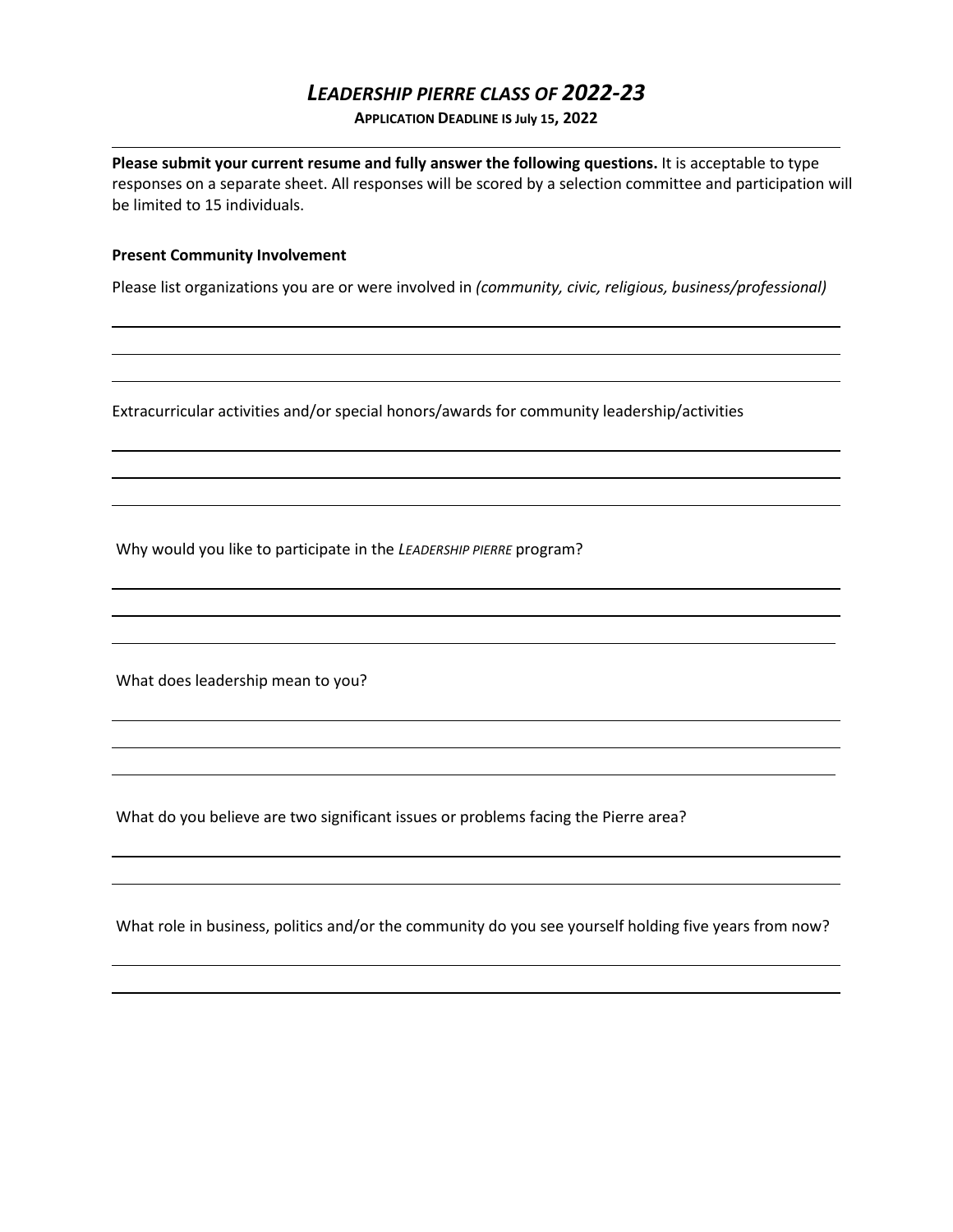# *LEADERSHIP PIERRE CLASS OF 2022-23*

**APPLICATION DEADLINE IS July 15, 2022**

---

**Please submit your current resume and fully answer the following questions.** It is acceptable to type responses on a separate sheet. All responses will be scored by a selection committee and participation will be limited to 15 individuals.

**Present Community Involvement**

Please list organizations you are or were involved in *(community, civic, religious, business/professional)*

Extracurricular activities and/or special honors/awards for community leadership/activities

Why would you like to participate in the *LEADERSHIP PIERRE* program?

What does leadership mean to you?

What do you believe are two significant issues or problems facing the Pierre area?

What role in business, politics and/or the community do you see yourself holding five years from now?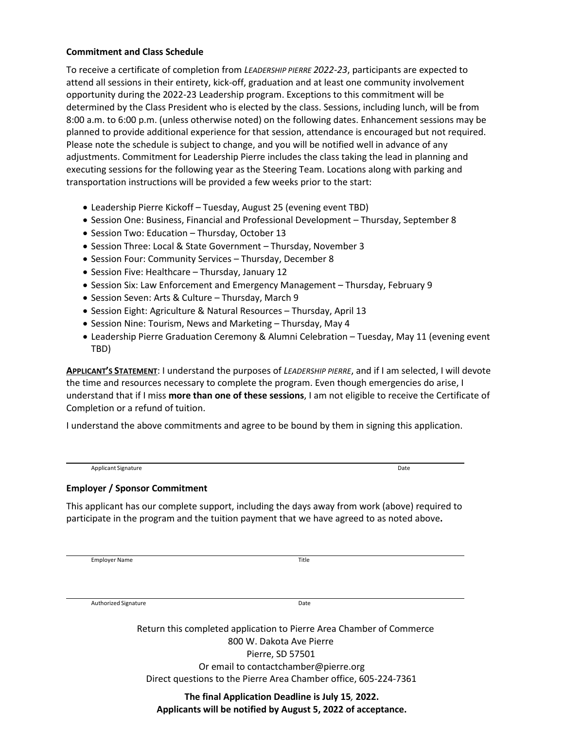**Commitment and Class Schedule**

To receive a certificate of completion from *LEADERSHIP PIERRE 2022-23*, participants are expected to attend all sessions in their entirety, kick-off, graduation and at least one community involvement opportunity during the 2022-23 Leadership program. Exceptions to this commitment will be determined by the Class President who is elected by the class. Sessions, including lunch, will be from 8:00 a.m. to 6:00 p.m. (unless otherwise noted) on the following dates. Enhancement sessions may be planned to provide additional experience for that session, attendance is encouraged but not required. Please note the schedule is subject to change, and you will be notified well in advance of any adjustments. Commitment for Leadership Pierre includes the class taking the lead in planning and executing sessions for the following year as the Steering Team. Locations along with parking and transportation instructions will be provided a few weeks prior to the start:

- Leadership Pierre Kickoff – Tuesday, August 25 (evening event TBD)
- Session One: Business, Financial and Professional Development – Thursday, September 8
- Session Two: Education – Thursday, October 13
- Session Three: Local & State Government – Thursday, November 3
- Session Four: Community Services – Thursday, December 8
- Session Five: Healthcare – Thursday, January 12
- Session Six: Law Enforcement and Emergency Management – Thursday, February 9
- Session Seven: Arts & Culture – Thursday, March 9
- Session Eight: Agriculture & Natural Resources – Thursday, April 13
- Session Nine: Tourism, News and Marketing – Thursday, May 4
- Leadership Pierre Graduation Ceremony & Alumni Celebration – Tuesday, May 11 (evening event TBD)

**APPLICANT'S STATEMENT**: I understand the purposes of *LEADERSHIP PIERRE*, and if I am selected, I will devote the time and resources necessary to complete the program. Even though emergencies do arise, I understand that if I miss **more than one of these sessions**, I am not eligible to receive the Certificate of Completion or a refund of tuition.

I understand the above commitments and agree to be bound by them in signing this application.

Applicant Signature Date

**Employer / Sponsor Commitment**

This applicant has our complete support, including the days away from work (above) required to participate in the program and the tuition payment that we have agreed to as noted above**.**

Employer Name Title

Authorized Signature Date

Return this completed application to Pierre Area Chamber of Commerce
800 W. Dakota Ave Pierre
Pierre, SD 57501
Or email to contactchamber@pierre.org
Direct questions to the Pierre Area Chamber office, 605-224-7361

**The final Application Deadline is July 15, 2022.**
**Applicants will be notified by August 5, 2022 of acceptance.**